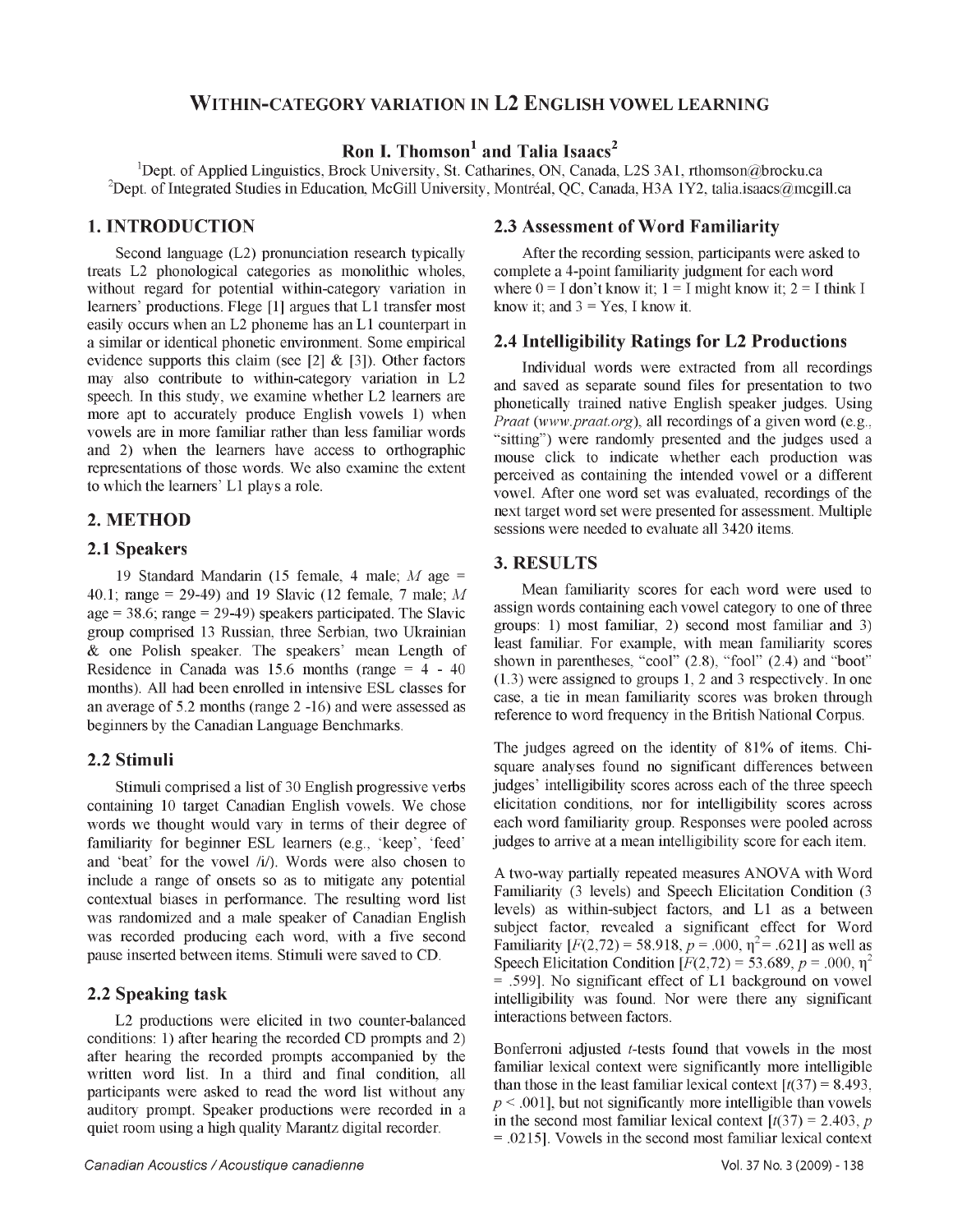# WITHIN-CATEGORY VARIATION IN L2 ENGLISH VOWEL LEARNING

**Ron I. Thomson[1] and Talia Isaacs[2]**

[1]Dept. of Applied Linguistics, Brock University, St. Catharines, ON, Canada, L2S 3A1, rthomson@brocku.ca
[2]Dept. of Integrated Studies in Education, McGill University, Montréal, QC, Canada, H3A 1Y2, talia.isaacs@mcgill.ca

## 1. INTRODUCTION

Second language (L2) pronunciation research typically treats L2 phonological categories as monolithic wholes, without regard for potential within-category variation in learners' productions. Flege [1] argues that L1 transfer most easily occurs when an L2 phoneme has an L1 counterpart in a similar or identical phonetic environment. Some empirical evidence supports this claim (see [2] & [3]). Other factors may also contribute to within-category variation in L2 speech. In this study, we examine whether L2 learners are more apt to accurately produce English vowels 1) when vowels are in more familiar rather than less familiar words and 2) when the learners have access to orthographic representations of those words. We also examine the extent to which the learners' L1 plays a role.

## 2. METHOD

### 2.1 Speakers

19 Standard Mandarin (15 female, 4 male; *M* age = 40.1; range = 29-49) and 19 Slavic (12 female, 7 male; *M* age = 38.6; range = 29-49) speakers participated. The Slavic group comprised 13 Russian, three Serbian, two Ukrainian & one Polish speaker. The speakers' mean Length of Residence in Canada was 15.6 months (range = 4 - 40 months). All had been enrolled in intensive ESL classes for an average of 5.2 months (range 2 -16) and were assessed as beginners by the Canadian Language Benchmarks.

### 2.2 Stimuli

Stimuli comprised a list of 30 English progressive verbs containing 10 target Canadian English vowels. We chose words we thought would vary in terms of their degree of familiarity for beginner ESL learners (e.g., 'keep', 'feed' and 'beat' for the vowel /i/). Words were also chosen to include a range of onsets so as to mitigate any potential contextual biases in performance. The resulting word list was randomized and a male speaker of Canadian English was recorded producing each word, with a five second pause inserted between items. Stimuli were saved to CD.

### 2.2 Speaking task

L2 productions were elicited in two counter-balanced conditions: 1) after hearing the recorded CD prompts and 2) after hearing the recorded prompts accompanied by the written word list. In a third and final condition, all participants were asked to read the word list without any auditory prompt. Speaker productions were recorded in a quiet room using a high quality Marantz digital recorder.

### 2.3 Assessment of Word Familiarity

After the recording session, participants were asked to complete a 4-point familiarity judgment for each word where 0 = I don't know it; 1 = I might know it; 2 = I think I know it; and 3 = Yes, I know it.

### 2.4 Intelligibility Ratings for L2 Productions

Individual words were extracted from all recordings and saved as separate sound files for presentation to two phonetically trained native English speaker judges. Using *Praat* (*www.praat.org*), all recordings of a given word (e.g., "sitting") were randomly presented and the judges used a mouse click to indicate whether each production was perceived as containing the intended vowel or a different vowel. After one word set was evaluated, recordings of the next target word set were presented for assessment. Multiple sessions were needed to evaluate all 3420 items.

## 3. RESULTS

Mean familiarity scores for each word were used to assign words containing each vowel category to one of three groups: 1) most familiar, 2) second most familiar and 3) least familiar. For example, with mean familiarity scores shown in parentheses, "cool" (2.8), "fool" (2.4) and "boot" (1.3) were assigned to groups 1, 2 and 3 respectively. In one case, a tie in mean familiarity scores was broken through reference to word frequency in the British National Corpus.

The judges agreed on the identity of 81% of items. Chi-square analyses found no significant differences between judges' intelligibility scores across each of the three speech elicitation conditions, nor for intelligibility scores across each word familiarity group. Responses were pooled across judges to arrive at a mean intelligibility score for each item.

A two-way partially repeated measures ANOVA with Word Familiarity (3 levels) and Speech Elicitation Condition (3 levels) as within-subject factors, and L1 as a between subject factor, revealed a significant effect for Word Familiarity [$F(2,72) = 58.918$, $p = .000$, $\eta^2 = .621$] as well as Speech Elicitation Condition [$F(2,72) = 53.689$, $p = .000$, $\eta^2 = .599$]. No significant effect of L1 background on vowel intelligibility was found. Nor were there any significant interactions between factors.

Bonferroni adjusted *t*-tests found that vowels in the most familiar lexical context were significantly more intelligible than those in the least familiar lexical context [$t(37) = 8.493$, $p < .001$], but not significantly more intelligible than vowels in the second most familiar lexical context [$t(37) = 2.403$, $p = .0215$]. Vowels in the second most familiar lexical context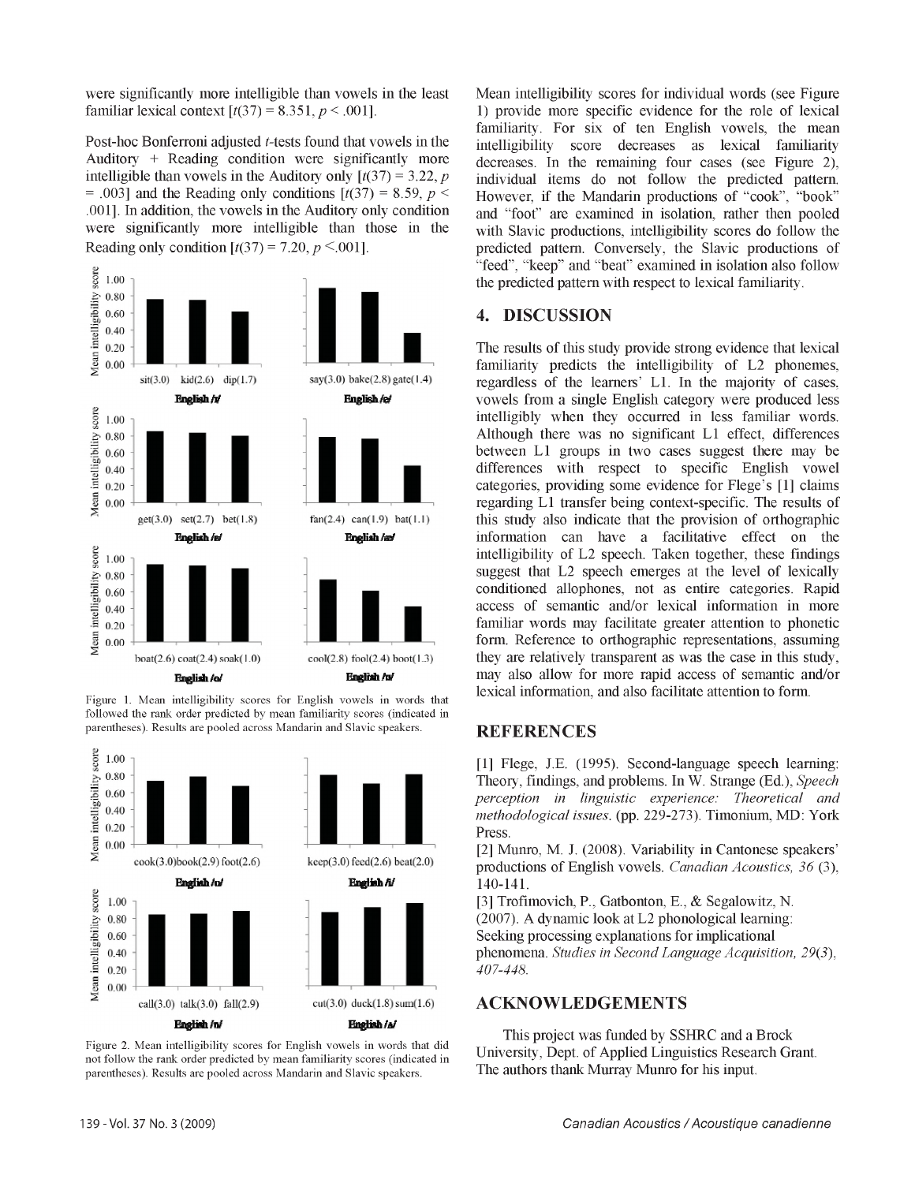were significantly more intelligible than vowels in the least familiar lexical context [$t(37) = 8.351$, $p < .001$].

Post-hoc Bonferroni adjusted $t$-tests found that vowels in the Auditory + Reading condition were significantly more intelligible than vowels in the Auditory only [$t(37) = 3.22$, $p = .003$] and the Reading only conditions [$t(37) = 8.59$, $p < .001$]. In addition, the vowels in the Auditory only condition were significantly more intelligible than those in the Reading only condition [$t(37) = 7.20$, $p < .001$].

Mean intelligibility score
1.00
0.80
0.60
0.40
0.20
0.00
sit(3.0) kid(2.6) dip(1.7)
English /ɪ/
say(3.0) bake(2.8) gate(1.4)
English /e/
get(3.0) set(2.7) bet(1.8)
English /ɛ/
fan(2.4) can(1.9) bat(1.1)
English /æ/
boat(2.6) coat(2.4) soak(1.0)
English /o/
cool(2.8) fool(2.4) boot(1.3)
English /u/

Figure 1. Mean intelligibility scores for English vowels in words that followed the rank order predicted by mean familiarity scores (indicated in parentheses). Results are pooled across Mandarin and Slavic speakers.

Mean intelligibility score
1.00
0.80
0.60
0.40
0.20
0.00
cook(3.0) book(2.9) foot(2.6)
English /ʊ/
keep(3.0) feed(2.6) beat(2.0)
English /i/
call(3.0) talk(3.0) fall(2.9)
English /ɔ/
cut(3.0) duck(1.8) sum(1.6)
English /ʌ/

Figure 2. Mean intelligibility scores for English vowels in words that did not follow the rank order predicted by mean familiarity scores (indicated in parentheses). Results are pooled across Mandarin and Slavic speakers.

Mean intelligibility scores for individual words (see Figure 1) provide more specific evidence for the role of lexical familiarity. For six of ten English vowels, the mean intelligibility score decreases as lexical familiarity decreases. In the remaining four cases (see Figure 2), individual items do not follow the predicted pattern. However, if the Mandarin productions of "cook", "book" and "foot" are examined in isolation, rather then pooled with Slavic productions, intelligibility scores do follow the predicted pattern. Conversely, the Slavic productions of "feed", "keep" and "beat" examined in isolation also follow the predicted pattern with respect to lexical familiarity.

## 4. DISCUSSION

The results of this study provide strong evidence that lexical familiarity predicts the intelligibility of L2 phonemes, regardless of the learners' L1. In the majority of cases, vowels from a single English category were produced less intelligibly when they occurred in less familiar words. Although there was no significant L1 effect, differences between L1 groups in two cases suggest there may be differences with respect to specific English vowel categories, providing some evidence for Flege's [1] claims regarding L1 transfer being context-specific. The results of this study also indicate that the provision of orthographic information can have a facilitative effect on the intelligibility of L2 speech. Taken together, these findings suggest that L2 speech emerges at the level of lexically conditioned allophones, not as entire categories. Rapid access of semantic and/or lexical information in more familiar words may facilitate greater attention to phonetic form. Reference to orthographic representations, assuming they are relatively transparent as was the case in this study, may also allow for more rapid access of semantic and/or lexical information, and also facilitate attention to form.

## REFERENCES

[1] Flege, J.E. (1995). Second-language speech learning: Theory, findings, and problems. In W. Strange (Ed.), *Speech perception in linguistic experience: Theoretical and methodological issues.* (pp. 229-273). Timonium, MD: York Press.

[2] Munro, M. J. (2008). Variability in Cantonese speakers' productions of English vowels. *Canadian Acoustics, 36* (3), 140-141.

[3] Trofimovich, P., Gatbonton, E., & Segalowitz, N. (2007). A dynamic look at L2 phonological learning: Seeking processing explanations for implicational phenomena. *Studies in Second Language Acquisition, 29*(3), *407-448.*

## ACKNOWLEDGEMENTS

This project was funded by SSHRC and a Brock University, Dept. of Applied Linguistics Research Grant. The authors thank Murray Munro for his input.